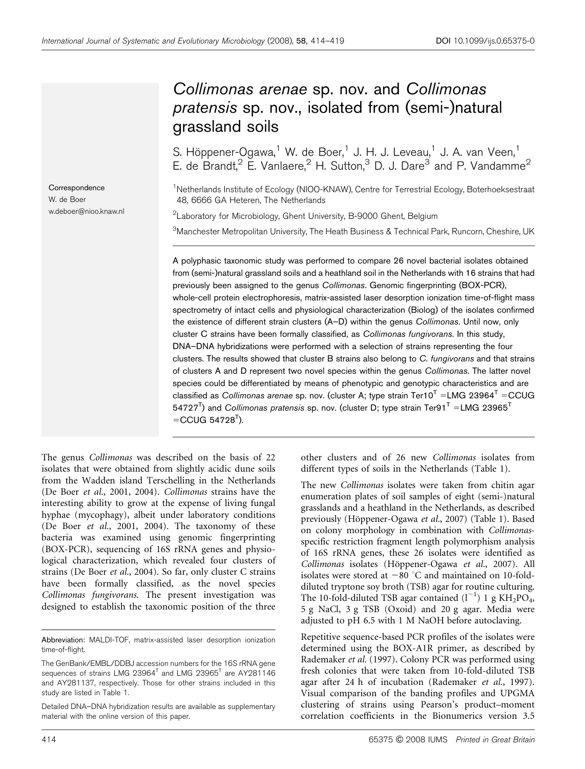# *Collimonas arenae* sp. nov. and *Collimonas pratensis* sp. nov., isolated from (semi-)natural grassland soils

S. Höppener-Ogawa,[1] W. de Boer,[1] J. H. J. Leveau,[1] J. A. van Veen,[1] E. de Brandt,[2] E. Vanlaere,[2] H. Sutton,[3] D. J. Dare[3] and P. Vandamme[2]

Correspondence
W. de Boer
w.deboer@nioo.knaw.nl

[1]Netherlands Institute of Ecology (NIOO-KNAW), Centre for Terrestrial Ecology, Boterhoeksestraat 48, 6666 GA Heteren, The Netherlands

[2]Laboratory for Microbiology, Ghent University, B-9000 Ghent, Belgium

[3]Manchester Metropolitan University, The Heath Business & Technical Park, Runcorn, Cheshire, UK

A polyphasic taxonomic study was performed to compare 26 novel bacterial isolates obtained from (semi-)natural grassland soils and a heathland soil in the Netherlands with 16 strains that had previously been assigned to the genus *Collimonas*. Genomic fingerprinting (BOX-PCR), whole-cell protein electrophoresis, matrix-assisted laser desorption ionization time-of-flight mass spectrometry of intact cells and physiological characterization (Biolog) of the isolates confirmed the existence of different strain clusters (A–D) within the genus *Collimonas*. Until now, only cluster C strains have been formally classified, as *Collimonas fungivorans*. In this study, DNA–DNA hybridizations were performed with a selection of strains representing the four clusters. The results showed that cluster B strains also belong to *C. fungivorans* and that strains of clusters A and D represent two novel species within the genus *Collimonas*. The latter novel species could be differentiated by means of phenotypic and genotypic characteristics and are classified as *Collimonas arenae* sp. nov. (cluster A; type strain Ter10$^T$ =LMG 23964$^T$ =CCUG 54727$^T$) and *Collimonas pratensis* sp. nov. (cluster D; type strain Ter91$^T$ =LMG 23965$^T$ =CCUG 54728$^T$).

The genus *Collimonas* was described on the basis of 22 isolates that were obtained from slightly acidic dune soils from the Wadden island Terschelling in the Netherlands (De Boer *et al.*, 2001, 2004). *Collimonas* strains have the interesting ability to grow at the expense of living fungal hyphae (mycophagy), albeit under laboratory conditions (De Boer *et al.*, 2001, 2004). The taxonomy of these bacteria was examined using genomic fingerprinting (BOX-PCR), sequencing of 16S rRNA genes and physiological characterization, which revealed four clusters of strains (De Boer *et al.*, 2004). So far, only cluster C strains have been formally classified, as the novel species *Collimonas fungivorans*. The present investigation was designed to establish the taxonomic position of the three other clusters and of 26 new *Collimonas* isolates from different types of soils in the Netherlands (Table 1).

The new *Collimonas* isolates were taken from chitin agar enumeration plates of soil samples of eight (semi-)natural grasslands and a heathland in the Netherlands, as described previously (Höppener-Ogawa *et al.*, 2007) (Table 1). Based on colony morphology in combination with *Collimonas*-specific restriction fragment length polymorphism analysis of 16S rRNA genes, these 26 isolates were identified as *Collimonas* isolates (Höppener-Ogawa *et al.*, 2007). All isolates were stored at −80 °C and maintained on 10-fold-diluted tryptone soy broth (TSB) agar for routine culturing. The 10-fold-diluted TSB agar contained ($l^{-1}$) 1 g $KH_2PO_4$, 5 g NaCl, 3 g TSB (Oxoid) and 20 g agar. Media were adjusted to pH 6.5 with 1 M NaOH before autoclaving.

Repetitive sequence-based PCR profiles of the isolates were determined using the BOX-A1R primer, as described by Rademaker *et al.* (1997). Colony PCR was performed using fresh colonies that were taken from 10-fold-diluted TSB agar after 24 h of incubation (Rademaker *et al.*, 1997). Visual comparison of the banding profiles and UPGMA clustering of strains using Pearson's product–moment correlation coefficients in the Bionumerics version 3.5

Abbreviation: MALDI-TOF, matrix-assisted laser desorption ionization time-of-flight.

The GenBank/EMBL/DDBJ accession numbers for the 16S rRNA gene sequences of strains LMG 23964$^T$ and LMG 23965$^T$ are AY281146 and AY281137, respectively. Those for other strains included in this study are listed in Table 1.

Detailed DNA–DNA hybridization results are available as supplementary material with the online version of this paper.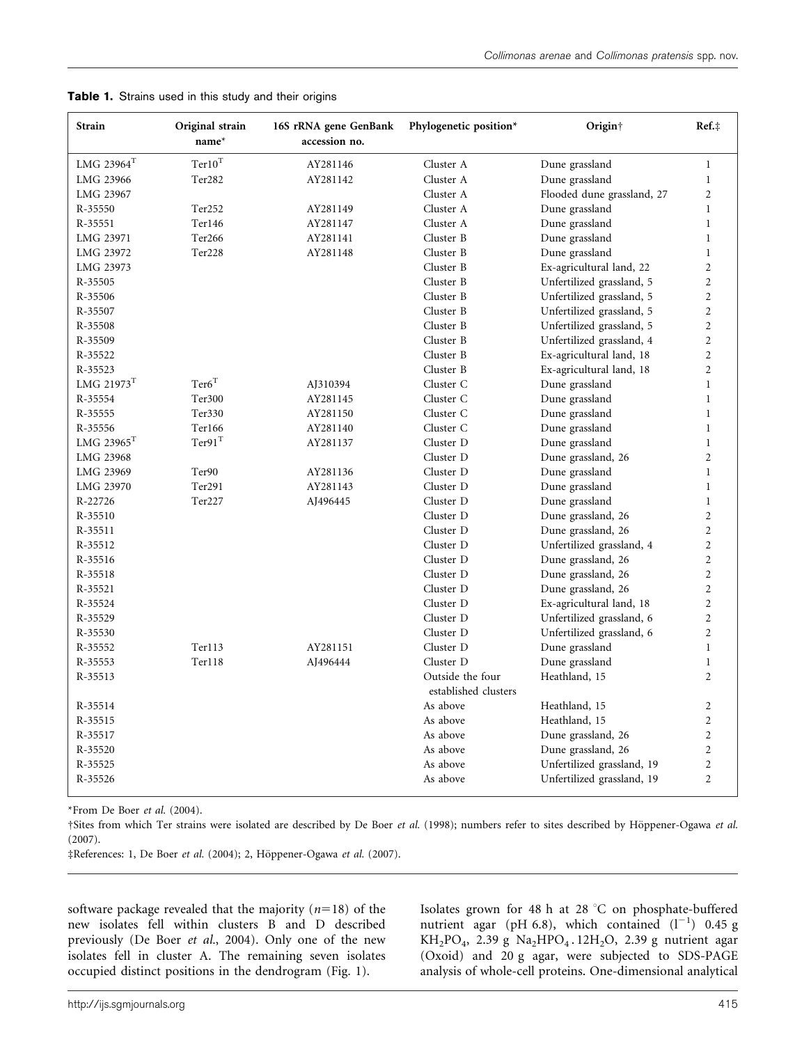**Table 1.** Strains used in this study and their origins

| Strain | Original strain name* | 16S rRNA gene GenBank accession no. | Phylogenetic position* | Origin† | Ref.‡ |
|---|---|---|---|---|---|
| LMG 23964$^T$ | Ter10$^T$ | AY281146 | Cluster A | Dune grassland | 1 |
| LMG 23966 | Ter282 | AY281142 | Cluster A | Dune grassland | 1 |
| LMG 23967 | | | Cluster A | Flooded dune grassland, 27 | 2 |
| R-35550 | Ter252 | AY281149 | Cluster A | Dune grassland | 1 |
| R-35551 | Ter146 | AY281147 | Cluster A | Dune grassland | 1 |
| LMG 23971 | Ter266 | AY281141 | Cluster B | Dune grassland | 1 |
| LMG 23972 | Ter228 | AY281148 | Cluster B | Dune grassland | 1 |
| LMG 23973 | | | Cluster B | Ex-agricultural land, 22 | 2 |
| R-35505 | | | Cluster B | Unfertilized grassland, 5 | 2 |
| R-35506 | | | Cluster B | Unfertilized grassland, 5 | 2 |
| R-35507 | | | Cluster B | Unfertilized grassland, 5 | 2 |
| R-35508 | | | Cluster B | Unfertilized grassland, 5 | 2 |
| R-35509 | | | Cluster B | Unfertilized grassland, 4 | 2 |
| R-35522 | | | Cluster B | Ex-agricultural land, 18 | 2 |
| R-35523 | | | Cluster B | Ex-agricultural land, 18 | 2 |
| LMG 21973$^T$ | Ter6$^T$ | AJ310394 | Cluster C | Dune grassland | 1 |
| R-35554 | Ter300 | AY281145 | Cluster C | Dune grassland | 1 |
| R-35555 | Ter330 | AY281150 | Cluster C | Dune grassland | 1 |
| R-35556 | Ter166 | AY281140 | Cluster C | Dune grassland | 1 |
| LMG 23965$^T$ | Ter91$^T$ | AY281137 | Cluster D | Dune grassland | 1 |
| LMG 23968 | | | Cluster D | Dune grassland, 26 | 2 |
| LMG 23969 | Ter90 | AY281136 | Cluster D | Dune grassland | 1 |
| LMG 23970 | Ter291 | AY281143 | Cluster D | Dune grassland | 1 |
| R-22726 | Ter227 | AJ496445 | Cluster D | Dune grassland | 1 |
| R-35510 | | | Cluster D | Dune grassland, 26 | 2 |
| R-35511 | | | Cluster D | Dune grassland, 26 | 2 |
| R-35512 | | | Cluster D | Unfertilized grassland, 4 | 2 |
| R-35516 | | | Cluster D | Dune grassland, 26 | 2 |
| R-35518 | | | Cluster D | Dune grassland, 26 | 2 |
| R-35521 | | | Cluster D | Dune grassland, 26 | 2 |
| R-35524 | | | Cluster D | Ex-agricultural land, 18 | 2 |
| R-35529 | | | Cluster D | Unfertilized grassland, 6 | 2 |
| R-35530 | | | Cluster D | Unfertilized grassland, 6 | 2 |
| R-35552 | Ter113 | AY281151 | Cluster D | Dune grassland | 1 |
| R-35553 | Ter118 | AJ496444 | Cluster D | Dune grassland | 1 |
| R-35513 | | | Outside the four established clusters | Heathland, 15 | 2 |
| R-35514 | | | As above | Heathland, 15 | 2 |
| R-35515 | | | As above | Heathland, 15 | 2 |
| R-35517 | | | As above | Dune grassland, 26 | 2 |
| R-35520 | | | As above | Dune grassland, 26 | 2 |
| R-35525 | | | As above | Unfertilized grassland, 19 | 2 |
| R-35526 | | | As above | Unfertilized grassland, 19 | 2 |

*From De Boer *et al.* (2004).

†Sites from which Ter strains were isolated are described by De Boer *et al.* (1998); numbers refer to sites described by Höppener-Ogawa *et al.* (2007).

‡References: 1, De Boer *et al.* (2004); 2, Höppener-Ogawa *et al.* (2007).

software package revealed that the majority ($n=18$) of the new isolates fell within clusters B and D described previously (De Boer *et al.*, 2004). Only one of the new isolates fell in cluster A. The remaining seven isolates occupied distinct positions in the dendrogram (Fig. 1).

Isolates grown for 48 h at 28 °C on phosphate-buffered nutrient agar (pH 6.8), which contained ($l^{-1}$) 0.45 g $KH_2PO_4$, 2.39 g $Na_2HPO_4 . 12H_2O$, 2.39 g nutrient agar (Oxoid) and 20 g agar, were subjected to SDS-PAGE analysis of whole-cell proteins. One-dimensional analytical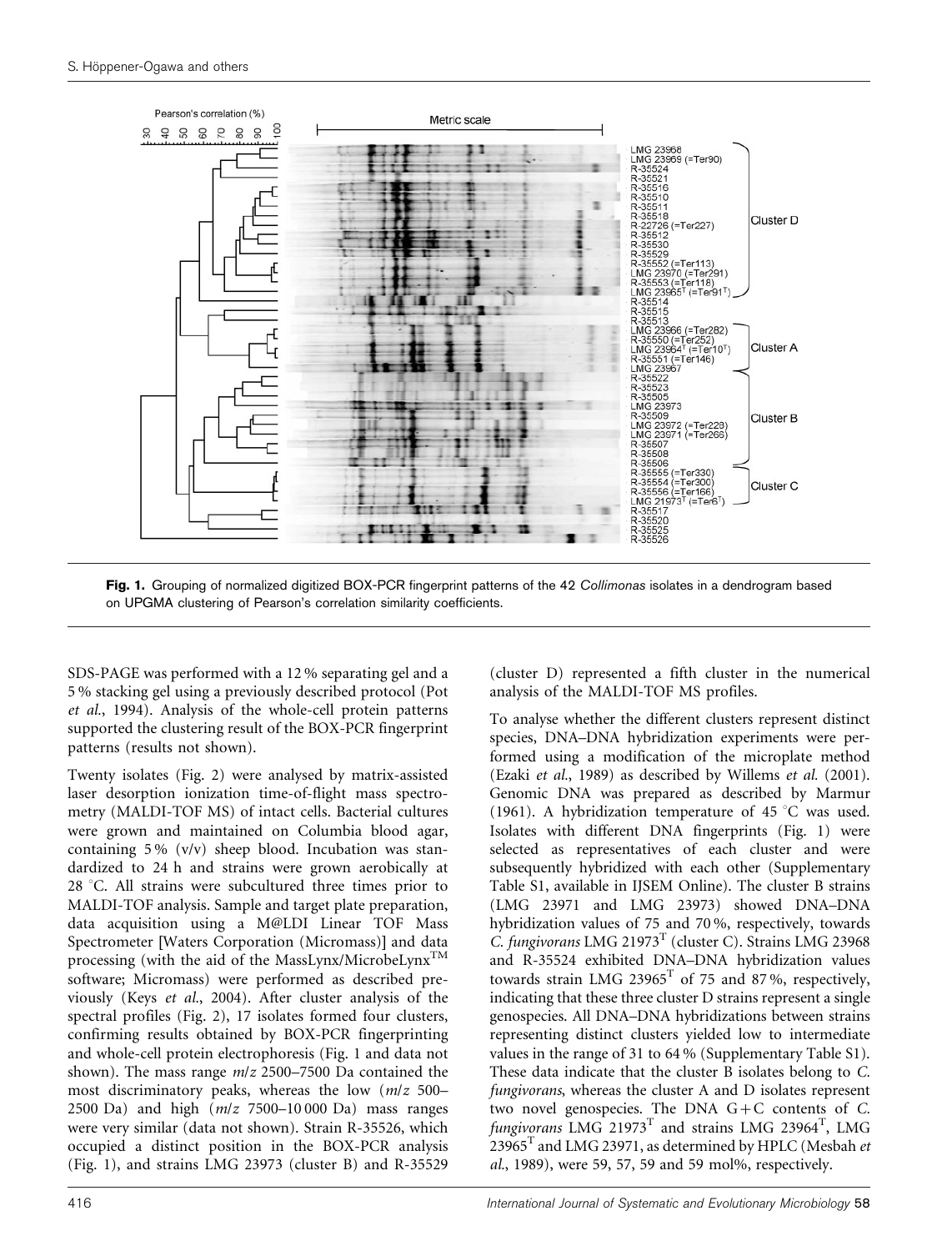**Fig. 1.** Grouping of normalized digitized BOX-PCR fingerprint patterns of the 42 *Collimonas* isolates in a dendrogram based on UPGMA clustering of Pearson's correlation similarity coefficients.

SDS-PAGE was performed with a 12 % separating gel and a 5 % stacking gel using a previously described protocol (Pot *et al.*, 1994). Analysis of the whole-cell protein patterns supported the clustering result of the BOX-PCR fingerprint patterns (results not shown).

Twenty isolates (Fig. 2) were analysed by matrix-assisted laser desorption ionization time-of-flight mass spectrometry (MALDI-TOF MS) of intact cells. Bacterial cultures were grown and maintained on Columbia blood agar, containing 5 % (v/v) sheep blood. Incubation was standardized to 24 h and strains were grown aerobically at 28 °C. All strains were subcultured three times prior to MALDI-TOF analysis. Sample and target plate preparation, data acquisition using a M@LDI Linear TOF Mass Spectrometer [Waters Corporation (Micromass)] and data processing (with the aid of the MassLynx/MicrobeLynx™ software; Micromass) were performed as described previously (Keys *et al.*, 2004). After cluster analysis of the spectral profiles (Fig. 2), 17 isolates formed four clusters, confirming results obtained by BOX-PCR fingerprinting and whole-cell protein electrophoresis (Fig. 1 and data not shown). The mass range *m*/*z* 2500–7500 Da contained the most discriminatory peaks, whereas the low (*m*/*z* 500–2500 Da) and high (*m*/*z* 7500–10 000 Da) mass ranges were very similar (data not shown). Strain R-35526, which occupied a distinct position in the BOX-PCR analysis (Fig. 1), and strains LMG 23973 (cluster B) and R-35529 (cluster D) represented a fifth cluster in the numerical analysis of the MALDI-TOF MS profiles.

To analyse whether the different clusters represent distinct species, DNA–DNA hybridization experiments were performed using a modification of the microplate method (Ezaki *et al.*, 1989) as described by Willems *et al.* (2001). Genomic DNA was prepared as described by Marmur (1961). A hybridization temperature of 45 °C was used. Isolates with different DNA fingerprints (Fig. 1) were selected as representatives of each cluster and were subsequently hybridized with each other (Supplementary Table S1, available in IJSEM Online). The cluster B strains (LMG 23971 and LMG 23973) showed DNA–DNA hybridization values of 75 and 70 %, respectively, towards *C. fungivorans* LMG 21973$^T$ (cluster C). Strains LMG 23968 and R-35524 exhibited DNA–DNA hybridization values towards strain LMG 23965$^T$ of 75 and 87 %, respectively, indicating that these three cluster D strains represent a single genospecies. All DNA–DNA hybridizations between strains representing distinct clusters yielded low to intermediate values in the range of 31 to 64 % (Supplementary Table S1). These data indicate that the cluster B isolates belong to *C. fungivorans*, whereas the cluster A and D isolates represent two novel genospecies. The DNA G+C contents of *C. fungivorans* LMG 21973$^T$ and strains LMG 23964$^T$, LMG 23965$^T$ and LMG 23971, as determined by HPLC (Mesbah *et al.*, 1989), were 59, 57, 59 and 59 mol%, respectively.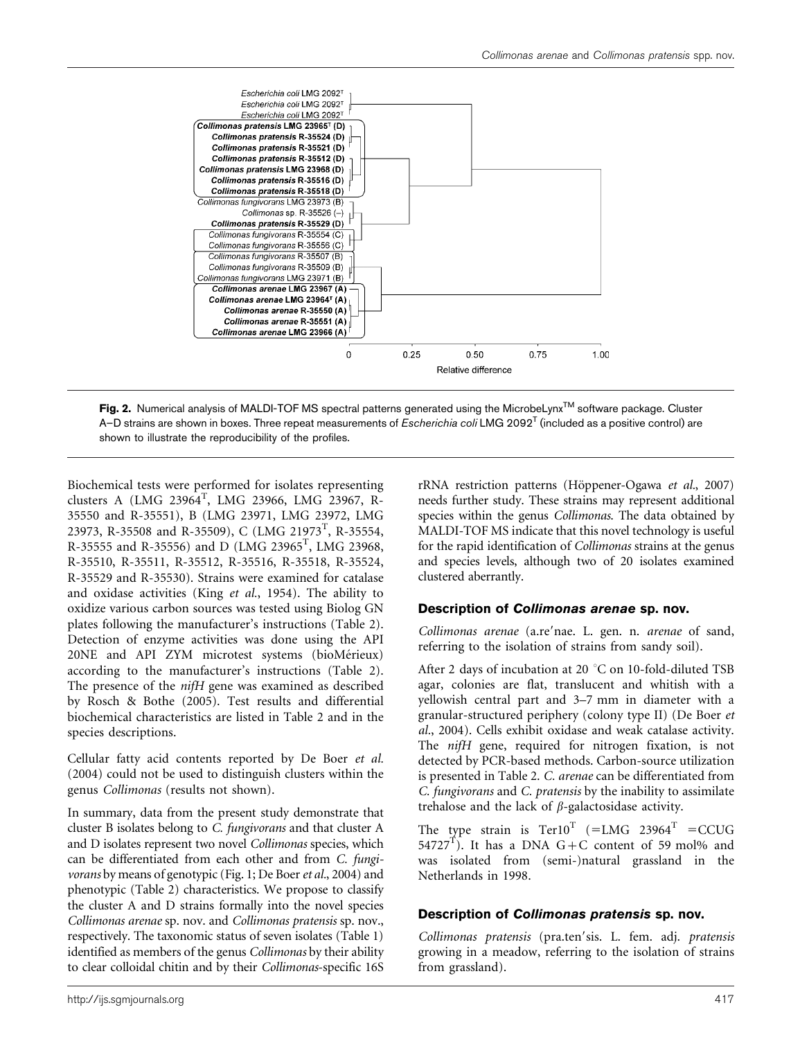**Fig. 2.** Numerical analysis of MALDI-TOF MS spectral patterns generated using the MicrobeLynx™ software package. Cluster A–D strains are shown in boxes. Three repeat measurements of *Escherichia coli* LMG 2092ᵀ (included as a positive control) are shown to illustrate the reproducibility of the profiles.

Biochemical tests were performed for isolates representing clusters A (LMG 23964ᵀ, LMG 23966, LMG 23967, R-35550 and R-35551), B (LMG 23971, LMG 23972, LMG 23973, R-35508 and R-35509), C (LMG 21973ᵀ, R-35554, R-35555 and R-35556) and D (LMG 23965ᵀ, LMG 23968, R-35510, R-35511, R-35512, R-35516, R-35518, R-35524, R-35529 and R-35530). Strains were examined for catalase and oxidase activities (King *et al.*, 1954). The ability to oxidize various carbon sources was tested using Biolog GN plates following the manufacturer's instructions (Table 2). Detection of enzyme activities was done using the API 20NE and API ZYM microtest systems (bioMérieux) according to the manufacturer's instructions (Table 2). The presence of the *nifH* gene was examined as described by Rosch & Bothe (2005). Test results and differential biochemical characteristics are listed in Table 2 and in the species descriptions.

Cellular fatty acid contents reported by De Boer *et al.* (2004) could not be used to distinguish clusters within the genus *Collimonas* (results not shown).

In summary, data from the present study demonstrate that cluster B isolates belong to *C. fungivorans* and that cluster A and D isolates represent two novel *Collimonas* species, which can be differentiated from each other and from *C. fungivorans* by means of genotypic (Fig. 1; De Boer *et al.*, 2004) and phenotypic (Table 2) characteristics. We propose to classify the cluster A and D strains formally into the novel species *Collimonas arenae* sp. nov. and *Collimonas pratensis* sp. nov., respectively. The taxonomic status of seven isolates (Table 1) identified as members of the genus *Collimonas* by their ability to clear colloidal chitin and by their *Collimonas*-specific 16S rRNA restriction patterns (Höppener-Ogawa *et al.*, 2007) needs further study. These strains may represent additional species within the genus *Collimonas*. The data obtained by MALDI-TOF MS indicate that this novel technology is useful for the rapid identification of *Collimonas* strains at the genus and species levels, although two of 20 isolates examined clustered aberrantly.

## Description of *Collimonas arenae* sp. nov.

*Collimonas arenae* (a.re′nae. L. gen. n. *arenae* of sand, referring to the isolation of strains from sandy soil).

After 2 days of incubation at 20 °C on 10-fold-diluted TSB agar, colonies are flat, translucent and whitish with a yellowish central part and 3–7 mm in diameter with a granular-structured periphery (colony type II) (De Boer *et al.*, 2004). Cells exhibit oxidase and weak catalase activity. The *nifH* gene, required for nitrogen fixation, is not detected by PCR-based methods. Carbon-source utilization is presented in Table 2. *C. arenae* can be differentiated from *C. fungivorans* and *C. pratensis* by the inability to assimilate trehalose and the lack of *β*-galactosidase activity.

The type strain is Ter10ᵀ (=LMG 23964ᵀ =CCUG 54727ᵀ). It has a DNA G+C content of 59 mol% and was isolated from (semi-)natural grassland in the Netherlands in 1998.

## Description of *Collimonas pratensis* sp. nov.

*Collimonas pratensis* (pra.ten′sis. L. fem. adj. *pratensis* growing in a meadow, referring to the isolation of strains from grassland).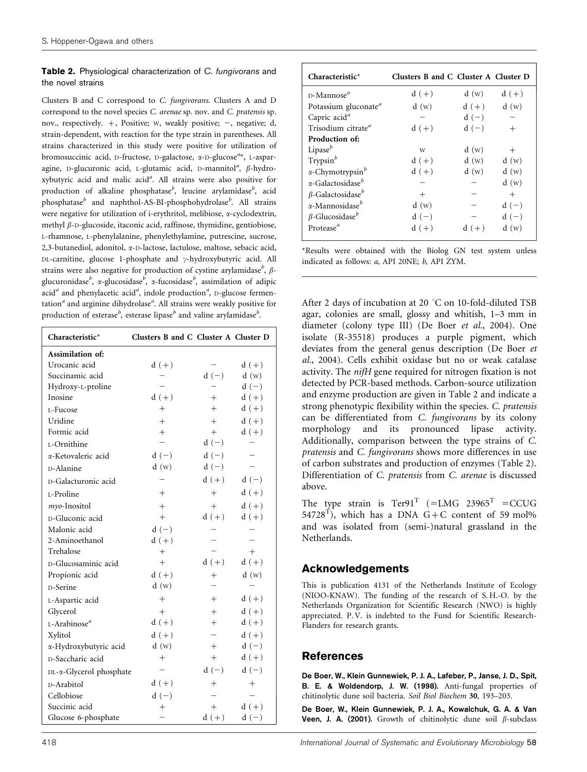**Table 2.** Physiological characterization of *C. fungivorans* and the novel strains

Clusters B and C correspond to *C. fungivorans*. Clusters A and D correspond to the novel species *C. arenae* sp. nov. and *C. pratensis* sp. nov., respectively. +, Positive; w, weakly positive; −, negative; d, strain-dependent, with reaction for the type strain in parentheses. All strains characterized in this study were positive for utilization of bromosuccinic acid, D-fructose, D-galactose, α-D-glucose[a*], L-asparagine, D-glucuronic acid, L-glutamic acid, D-mannitol[a], β-hydroxybutyric acid and malic acid[a]. All strains were also positive for production of alkaline phosphatase[b], leucine arylamidase[b], acid phosphatase[b] and naphthol-AS-BI-phosphohydrolase[b]. All strains were negative for utilization of i-erythritol, melibiose, α-cyclodextrin, methyl β-D-glucoside, itaconic acid, raffinose, thymidine, gentiobiose, L-rhamnose, L-phenylalanine, phenylethylamine, putrescine, sucrose, 2,3-butanediol, adonitol, α-D-lactose, lactulose, maltose, sebacic acid, DL-carnitine, glucose 1-phosphate and γ-hydroxybutyric acid. All strains were also negative for production of cystine arylamidase[b], β-glucuronidase[b], α-glucosidase[b], α-fucosidase[b], assimilation of adipic acid[a] and phenylacetic acid[a], indole production[a], D-glucose fermentation[a] and arginine dihydrolase[a]. All strains were weakly positive for production of esterase[b], esterase lipase[b] and valine arylamidase[b].

| Characteristic* | Clusters B and C | Cluster A | Cluster D |
|---|---|---|---|
| **Assimilation of:** | | | |
| Urocanic acid | d (+) | − | d (+) |
| Succinamic acid | − | d (−) | d (w) |
| Hydroxy-L-proline | − | − | d (−) |
| Inosine | d (+) | + | d (+) |
| L-Fucose | + | + | d (+) |
| Uridine | + | + | d (+) |
| Formic acid | + | + | d (+) |
| L-Ornithine | − | d (−) | − |
| α-Ketovaleric acid | d (−) | d (−) | − |
| D-Alanine | d (w) | d (−) | − |
| D-Galacturonic acid | − | d (+) | d (−) |
| L-Proline | + | + | d (+) |
| *myo*-Inositol | + | + | d (+) |
| D-Gluconic acid | + | d (+) | d (+) |
| Malonic acid | d (−) | − | − |
| 2-Aminoethanol | d (+) | − | − |
| Trehalose | + | − | + |
| D-Glucosaminic acid | + | d (+) | d (+) |
| Propionic acid | d (+) | + | d (w) |
| D-Serine | d (w) | − | − |
| L-Aspartic acid | + | + | d (+) |
| Glycerol | + | + | d (+) |
| L-Arabinose[a] | d (+) | + | d (+) |
| Xylitol | d (+) | − | d (+) |
| α-Hydroxybutyric acid | d (w) | + | d (−) |
| D-Saccharic acid | + | + | d (+) |
| DL-α-Glycerol phosphate | − | d (−) | d (−) |
| D-Arabitol | d (+) | + | + |
| Cellobiose | d (−) | − | − |
| Succinic acid | + | + | d (+) |
| Glucose 6-phosphate | − | d (+) | d (−) |
| D-Mannose[a] | d (+) | d (w) | d (+) |
| Potassium gluconate[a] | d (w) | d (+) | d (w) |
| Capric acid[a] | − | d (−) | − |
| Trisodium citrate[a] | d (+) | d (−) | + |
| **Production of:** | | | |
| Lipase[b] | w | d (w) | + |
| Trypsin[b] | d (+) | d (w) | d (w) |
| α-Chymotrypsin[b] | d (+) | d (w) | d (w) |
| α-Galactosidase[b] | − | − | d (w) |
| β-Galactosidase[b] | + | − | + |
| α-Mannosidase[b] | d (w) | − | d (−) |
| β-Glucosidase[b] | d (−) | − | d (−) |
| Protease[a] | d (+) | d (+) | d (w) |

*Results were obtained with the Biolog GN test system unless indicated as follows: *a*, API 20NE; *b*, API ZYM.

After 2 days of incubation at 20 °C on 10-fold-diluted TSB agar, colonies are small, glossy and whitish, 1–3 mm in diameter (colony type III) (De Boer *et al.*, 2004). One isolate (R-35518) produces a purple pigment, which deviates from the general genus description (De Boer *et al.*, 2004). Cells exhibit oxidase but no or weak catalase activity. The *nifH* gene required for nitrogen fixation is not detected by PCR-based methods. Carbon-source utilization and enzyme production are given in Table 2 and indicate a strong phenotypic flexibility within the species. *C. pratensis* can be differentiated from *C. fungivorans* by its colony morphology and its pronounced lipase activity. Additionally, comparison between the type strains of *C. pratensis* and *C. fungivorans* shows more differences in use of carbon substrates and production of enzymes (Table 2). Differentiation of *C. pratensis* from *C. arenae* is discussed above.

The type strain is Ter91$^T$ (=LMG 23965$^T$ =CCUG 54728$^T$), which has a DNA G+C content of 59 mol% and was isolated from (semi-)natural grassland in the Netherlands.

## Acknowledgements

This is publication 4131 of the Netherlands Institute of Ecology (NIOO-KNAW). The funding of the research of S. H.-O. by the Netherlands Organization for Scientific Research (NWO) is highly appreciated. P. V. is indebted to the Fund for Scientific Research-Flanders for research grants.

## References

**De Boer, W., Klein Gunnewiek, P. J. A., Lafeber, P., Janse, J. D., Spit, B. E. & Woldendorp, J. W. (1998).** Anti-fungal properties of chitinolytic dune soil bacteria. *Soil Biol Biochem* **30**, 193–203.

**De Boer, W., Klein Gunnewiek, P. J. A., Kowalchuk, G. A. & Van Veen, J. A. (2001).** Growth of chitinolytic dune soil β-subclass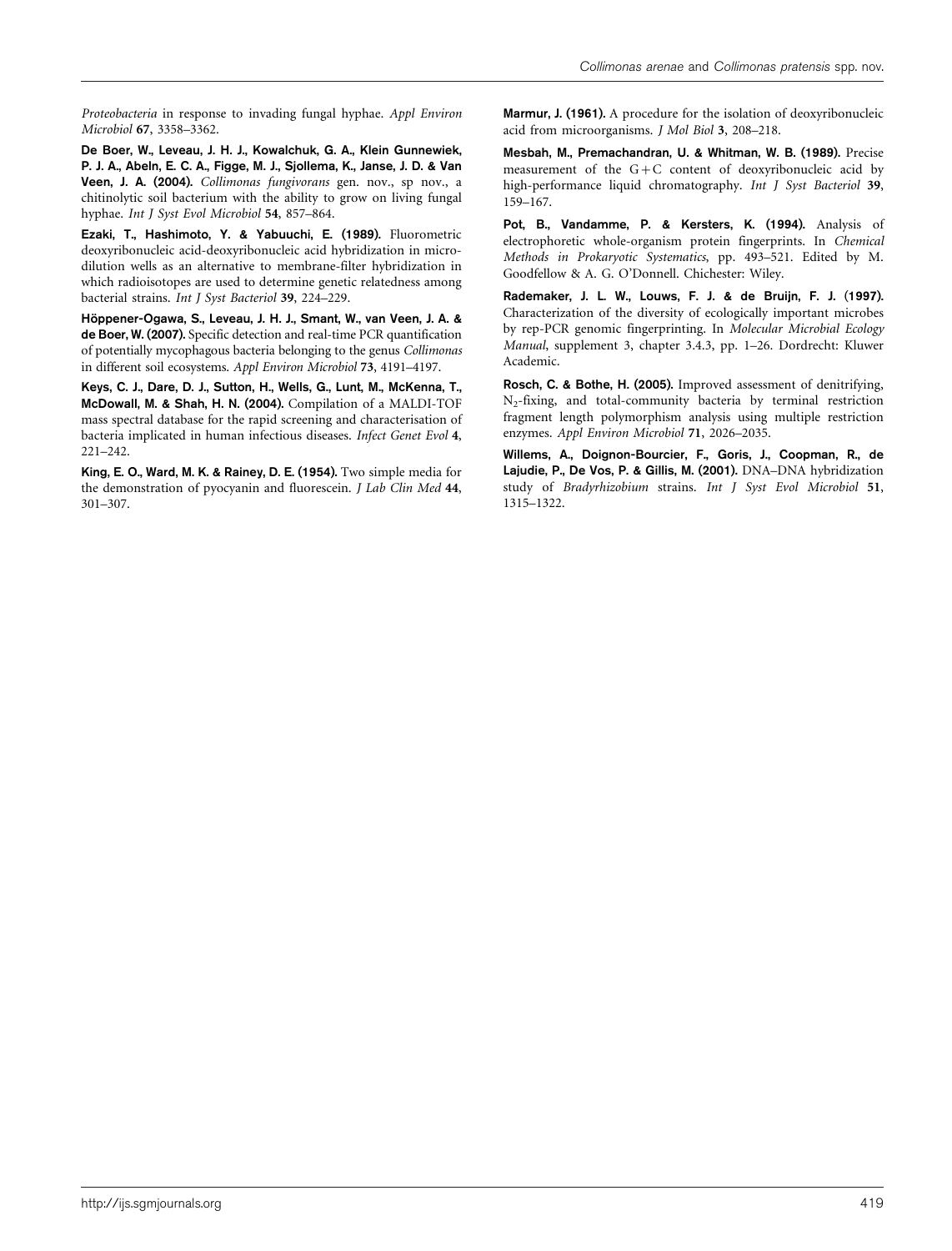*Proteobacteria* in response to invading fungal hyphae. *Appl Environ Microbiol* **67**, 3358–3362.

**De Boer, W., Leveau, J. H. J., Kowalchuk, G. A., Klein Gunnewiek, P. J. A., Abeln, E. C. A., Figge, M. J., Sjollema, K., Janse, J. D. & Van Veen, J. A. (2004).** *Collimonas fungivorans* gen. nov., sp nov., a chitinolytic soil bacterium with the ability to grow on living fungal hyphae. *Int J Syst Evol Microbiol* **54**, 857–864.

**Ezaki, T., Hashimoto, Y. & Yabuuchi, E. (1989).** Fluorometric deoxyribonucleic acid-deoxyribonucleic acid hybridization in micro-dilution wells as an alternative to membrane-filter hybridization in which radioisotopes are used to determine genetic relatedness among bacterial strains. *Int J Syst Bacteriol* **39**, 224–229.

**Höppener-Ogawa, S., Leveau, J. H. J., Smant, W., van Veen, J. A. & de Boer, W. (2007).** Specific detection and real-time PCR quantification of potentially mycophagous bacteria belonging to the genus *Collimonas* in different soil ecosystems. *Appl Environ Microbiol* **73**, 4191–4197.

**Keys, C. J., Dare, D. J., Sutton, H., Wells, G., Lunt, M., McKenna, T., McDowall, M. & Shah, H. N. (2004).** Compilation of a MALDI-TOF mass spectral database for the rapid screening and characterisation of bacteria implicated in human infectious diseases. *Infect Genet Evol* **4**, 221–242.

**King, E. O., Ward, M. K. & Rainey, D. E. (1954).** Two simple media for the demonstration of pyocyanin and fluorescein. *J Lab Clin Med* **44**, 301–307.

**Marmur, J. (1961).** A procedure for the isolation of deoxyribonucleic acid from microorganisms. *J Mol Biol* **3**, 208–218.

**Mesbah, M., Premachandran, U. & Whitman, W. B. (1989).** Precise measurement of the G+C content of deoxyribonucleic acid by high-performance liquid chromatography. *Int J Syst Bacteriol* **39**, 159–167.

**Pot, B., Vandamme, P. & Kersters, K. (1994).** Analysis of electrophoretic whole-organism protein fingerprints. In *Chemical Methods in Prokaryotic Systematics*, pp. 493–521. Edited by M. Goodfellow & A. G. O'Donnell. Chichester: Wiley.

**Rademaker, J. L. W., Louws, F. J. & de Bruijn, F. J. (1997).** Characterization of the diversity of ecologically important microbes by rep-PCR genomic fingerprinting. In *Molecular Microbial Ecology Manual*, supplement 3, chapter 3.4.3, pp. 1–26. Dordrecht: Kluwer Academic.

**Rosch, C. & Bothe, H. (2005).** Improved assessment of denitrifying, $N_2$-fixing, and total-community bacteria by terminal restriction fragment length polymorphism analysis using multiple restriction enzymes. *Appl Environ Microbiol* **71**, 2026–2035.

**Willems, A., Doignon-Bourcier, F., Goris, J., Coopman, R., de Lajudie, P., De Vos, P. & Gillis, M. (2001).** DNA–DNA hybridization study of *Bradyrhizobium* strains. *Int J Syst Evol Microbiol* **51**, 1315–1322.